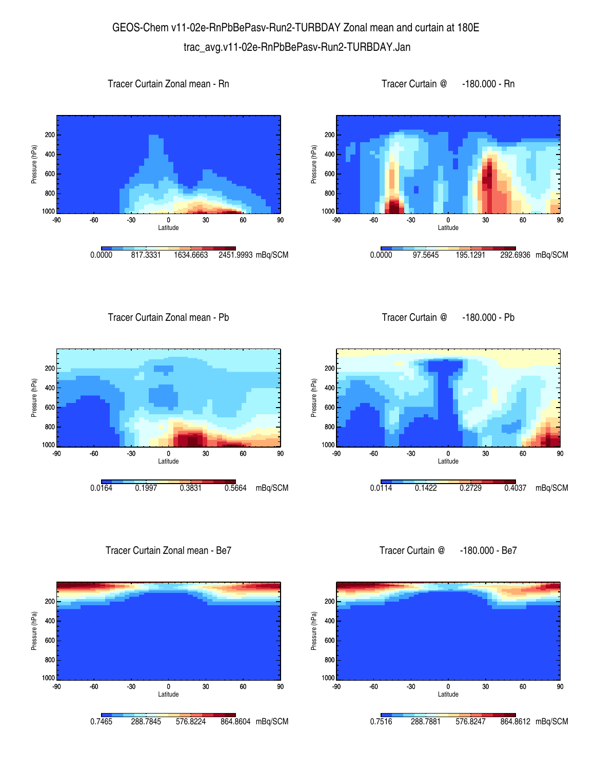# GEOS-Chem v11-02e-RnPbBePasv-Run2-TURBDAY Zonal mean and curtain at 180E

trac_avg.v11-02e-RnPbBePasv-Run2-TURBDAY.Jan

### Tracer Curtain Zonal mean - Rn

Pressure (hPa): 200, 400, 600, 800, 1000

Latitude: -90, -60, -30, 0, 30, 60, 90

0.0000 817.3331 1634.6663 2451.9993 mBq/SCM

### Tracer Curtain @ -180.000 - Rn

Pressure (hPa): 200, 400, 600, 800, 1000

Latitude: -90, -60, -30, 0, 30, 60, 90

0.0000 97.5645 195.1291 292.6936 mBq/SCM

### Tracer Curtain Zonal mean - Pb

Pressure (hPa): 200, 400, 600, 800, 1000

Latitude: -90, -60, -30, 0, 30, 60, 90

0.0164 0.1997 0.3831 0.5664 mBq/SCM

### Tracer Curtain @ -180.000 - Pb

Pressure (hPa): 200, 400, 600, 800, 1000

Latitude: -90, -60, -30, 0, 30, 60, 90

0.0114 0.1422 0.2729 0.4037 mBq/SCM

### Tracer Curtain Zonal mean - Be7

Pressure (hPa): 200, 400, 600, 800, 1000

Latitude: -90, -60, -30, 0, 30, 60, 90

0.7465 288.7845 576.8224 864.8604 mBq/SCM

### Tracer Curtain @ -180.000 - Be7

Pressure (hPa): 200, 400, 600, 800, 1000

Latitude: -90, -60, -30, 0, 30, 60, 90

0.7516 288.7881 576.8247 864.8612 mBq/SCM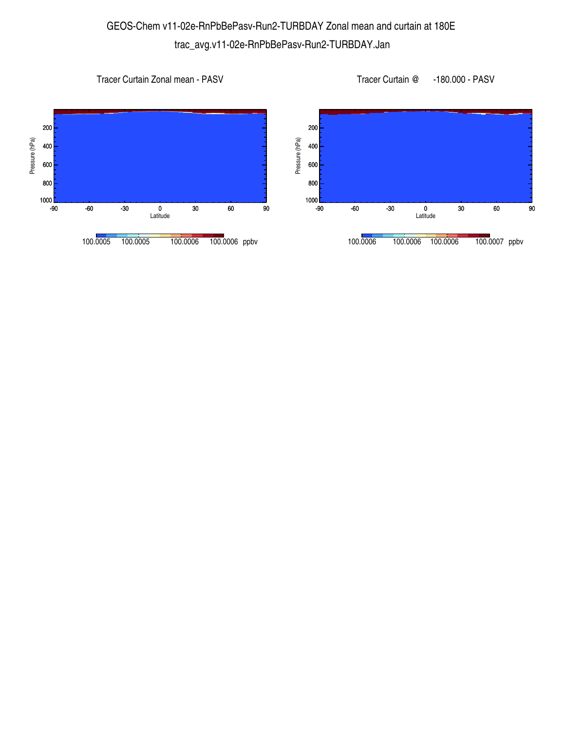GEOS-Chem v11-02e-RnPbBePasv-Run2-TURBDAY Zonal mean and curtain at 180E

trac_avg.v11-02e-RnPbBePasv-Run2-TURBDAY.Jan

Tracer Curtain Zonal mean - PASV

Pressure (hPa)

200
400
600
800
1000

-90 -60 -30 0 30 60 90

Latitude

100.0005 100.0005 100.0006 100.0006 ppbv

Tracer Curtain @ -180.000 - PASV

Pressure (hPa)

200
400
600
800
1000

-90 -60 -30 0 30 60 90

Latitude

100.0006 100.0006 100.0006 100.0007 ppbv